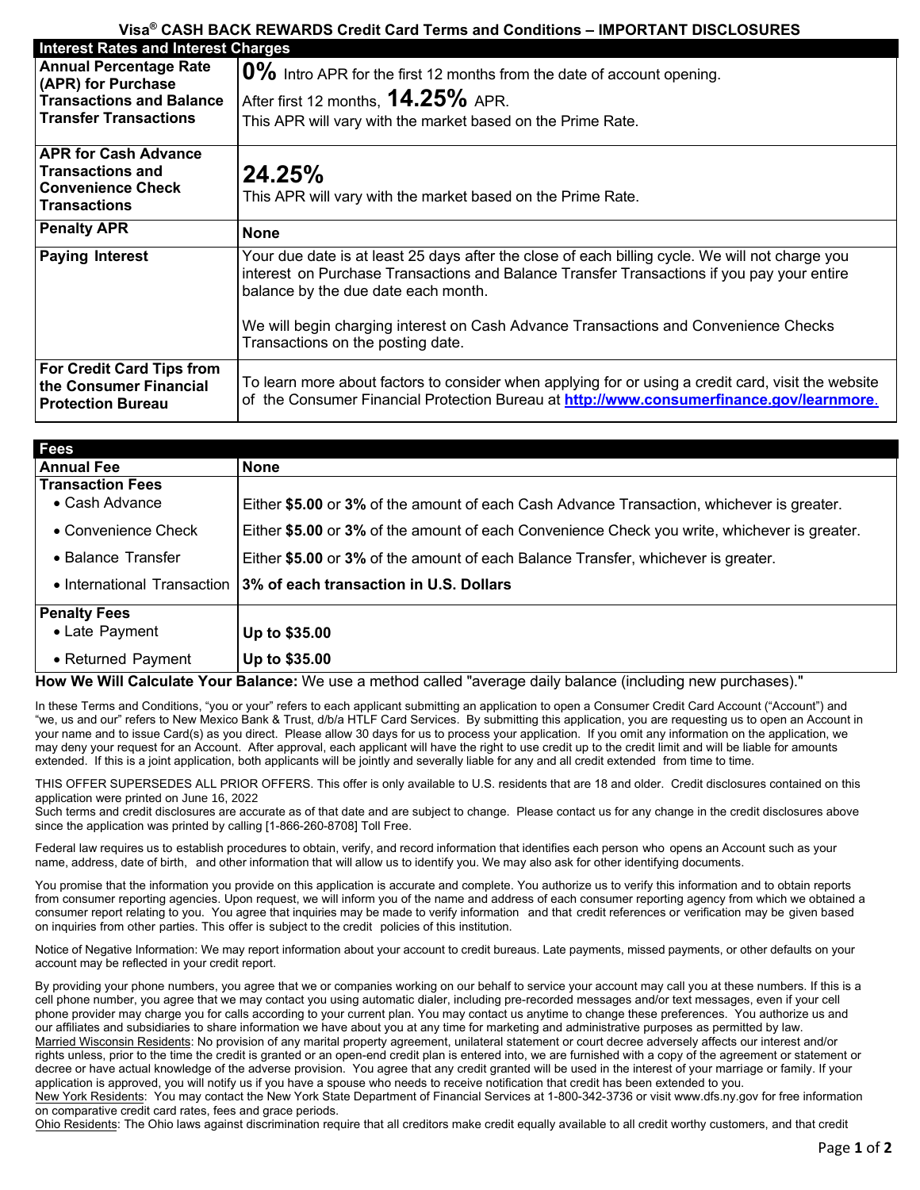# Visa® CASH BACK REWARDS Credit Card Terms and Conditions – IMPORTANT DISCLOSURES

| Interest Rates and Interest Charges | |
| --- | --- |
| **Annual Percentage Rate (APR) for Purchase Transactions and Balance Transfer Transactions** | **0%** Intro APR for the first 12 months from the date of account opening. After first 12 months, **14.25%** APR. This APR will vary with the market based on the Prime Rate. |
| **APR for Cash Advance Transactions and Convenience Check Transactions** | **24.25%** This APR will vary with the market based on the Prime Rate. |
| **Penalty APR** | **None** |
| **Paying Interest** | Your due date is at least 25 days after the close of each billing cycle. We will not charge you interest on Purchase Transactions and Balance Transfer Transactions if you pay your entire balance by the due date each month. We will begin charging interest on Cash Advance Transactions and Convenience Checks Transactions on the posting date. |
| **For Credit Card Tips from the Consumer Financial Protection Bureau** | To learn more about factors to consider when applying for or using a credit card, visit the website of the Consumer Financial Protection Bureau at **http://www.consumerfinance.gov/learnmore**. |

| Fees | |
| --- | --- |
| **Annual Fee** | **None** |
| **Transaction Fees** | |
| • Cash Advance | Either **$5.00** or **3%** of the amount of each Cash Advance Transaction, whichever is greater. |
| • Convenience Check | Either **$5.00** or **3%** of the amount of each Convenience Check you write, whichever is greater. |
| • Balance Transfer | Either **$5.00** or **3%** of the amount of each Balance Transfer, whichever is greater. |
| • International Transaction | **3% of each transaction in U.S. Dollars** |
| **Penalty Fees** | |
| • Late Payment | **Up to $35.00** |
| • Returned Payment | **Up to $35.00** |

**How We Will Calculate Your Balance:** We use a method called "average daily balance (including new purchases)."

In these Terms and Conditions, "you or your" refers to each applicant submitting an application to open a Consumer Credit Card Account ("Account") and "we, us and our" refers to New Mexico Bank & Trust, d/b/a HTLF Card Services. By submitting this application, you are requesting us to open an Account in your name and to issue Card(s) as you direct. Please allow 30 days for us to process your application. If you omit any information on the application, we may deny your request for an Account. After approval, each applicant will have the right to use credit up to the credit limit and will be liable for amounts extended. If this is a joint application, both applicants will be jointly and severally liable for any and all credit extended from time to time.

THIS OFFER SUPERSEDES ALL PRIOR OFFERS. This offer is only available to U.S. residents that are 18 and older. Credit disclosures contained on this application were printed on June 16, 2022
Such terms and credit disclosures are accurate as of that date and are subject to change. Please contact us for any change in the credit disclosures above since the application was printed by calling [1-866-260-8708] Toll Free.

Federal law requires us to establish procedures to obtain, verify, and record information that identifies each person who opens an Account such as your name, address, date of birth, and other information that will allow us to identify you. We may also ask for other identifying documents.

You promise that the information you provide on this application is accurate and complete. You authorize us to verify this information and to obtain reports from consumer reporting agencies. Upon request, we will inform you of the name and address of each consumer reporting agency from which we obtained a consumer report relating to you. You agree that inquiries may be made to verify information and that credit references or verification may be given based on inquiries from other parties. This offer is subject to the credit policies of this institution.

Notice of Negative Information: We may report information about your account to credit bureaus. Late payments, missed payments, or other defaults on your account may be reflected in your credit report.

By providing your phone numbers, you agree that we or companies working on our behalf to service your account may call you at these numbers. If this is a cell phone number, you agree that we may contact you using automatic dialer, including pre-recorded messages and/or text messages, even if your cell phone provider may charge you for calls according to your current plan. You may contact us anytime to change these preferences. You authorize us and our affiliates and subsidiaries to share information we have about you at any time for marketing and administrative purposes as permitted by law.
Married Wisconsin Residents: No provision of any marital property agreement, unilateral statement or court decree adversely affects our interest and/or rights unless, prior to the time the credit is granted or an open-end credit plan is entered into, we are furnished with a copy of the agreement or statement or decree or have actual knowledge of the adverse provision. You agree that any credit granted will be used in the interest of your marriage or family. If your application is approved, you will notify us if you have a spouse who needs to receive notification that credit has been extended to you.
New York Residents: You may contact the New York State Department of Financial Services at 1-800-342-3736 or visit www.dfs.ny.gov for free information on comparative credit card rates, fees and grace periods.
Ohio Residents: The Ohio laws against discrimination require that all creditors make credit equally available to all credit worthy customers, and that credit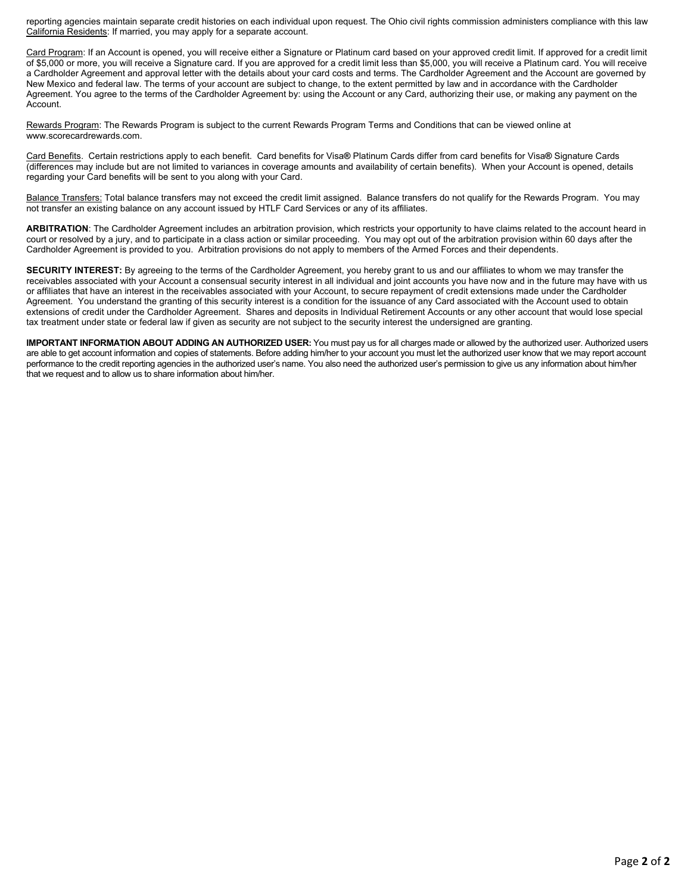reporting agencies maintain separate credit histories on each individual upon request. The Ohio civil rights commission administers compliance with this law
California Residents: If married, you may apply for a separate account.

Card Program: If an Account is opened, you will receive either a Signature or Platinum card based on your approved credit limit. If approved for a credit limit of $5,000 or more, you will receive a Signature card. If you are approved for a credit limit less than $5,000, you will receive a Platinum card. You will receive a Cardholder Agreement and approval letter with the details about your card costs and terms. The Cardholder Agreement and the Account are governed by New Mexico and federal law. The terms of your account are subject to change, to the extent permitted by law and in accordance with the Cardholder Agreement. You agree to the terms of the Cardholder Agreement by: using the Account or any Card, authorizing their use, or making any payment on the Account.

Rewards Program: The Rewards Program is subject to the current Rewards Program Terms and Conditions that can be viewed online at www.scorecardrewards.com.

Card Benefits. Certain restrictions apply to each benefit. Card benefits for Visa® Platinum Cards differ from card benefits for Visa® Signature Cards (differences may include but are not limited to variances in coverage amounts and availability of certain benefits). When your Account is opened, details regarding your Card benefits will be sent to you along with your Card.

Balance Transfers: Total balance transfers may not exceed the credit limit assigned. Balance transfers do not qualify for the Rewards Program. You may not transfer an existing balance on any account issued by HTLF Card Services or any of its affiliates.

**ARBITRATION**: The Cardholder Agreement includes an arbitration provision, which restricts your opportunity to have claims related to the account heard in court or resolved by a jury, and to participate in a class action or similar proceeding. You may opt out of the arbitration provision within 60 days after the Cardholder Agreement is provided to you. Arbitration provisions do not apply to members of the Armed Forces and their dependents.

**SECURITY INTEREST:** By agreeing to the terms of the Cardholder Agreement, you hereby grant to us and our affiliates to whom we may transfer the receivables associated with your Account a consensual security interest in all individual and joint accounts you have now and in the future may have with us or affiliates that have an interest in the receivables associated with your Account, to secure repayment of credit extensions made under the Cardholder Agreement. You understand the granting of this security interest is a condition for the issuance of any Card associated with the Account used to obtain extensions of credit under the Cardholder Agreement. Shares and deposits in Individual Retirement Accounts or any other account that would lose special tax treatment under state or federal law if given as security are not subject to the security interest the undersigned are granting.

**IMPORTANT INFORMATION ABOUT ADDING AN AUTHORIZED USER:** You must pay us for all charges made or allowed by the authorized user. Authorized users are able to get account information and copies of statements. Before adding him/her to your account you must let the authorized user know that we may report account performance to the credit reporting agencies in the authorized user's name. You also need the authorized user's permission to give us any information about him/her that we request and to allow us to share information about him/her.